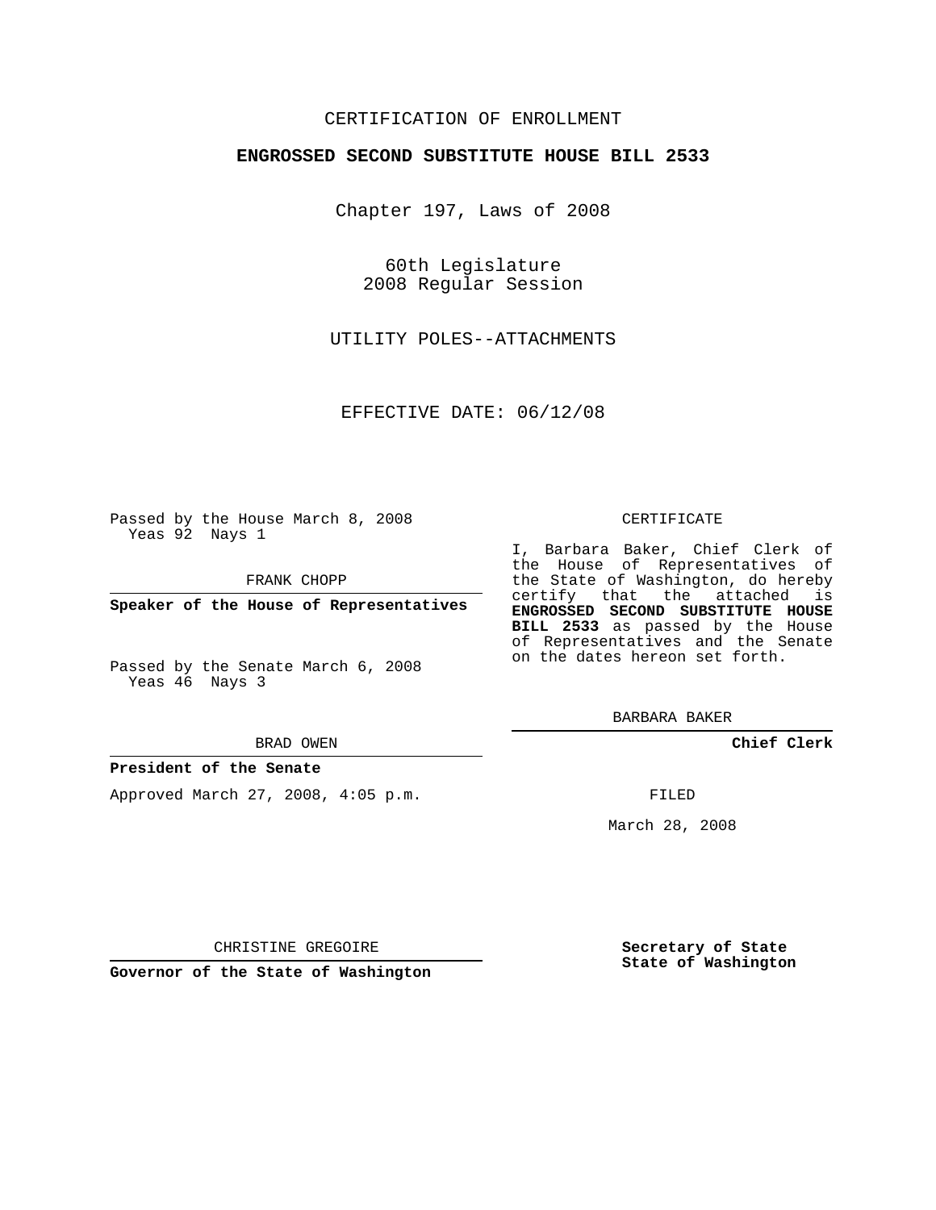CERTIFICATION OF ENROLLMENT

**ENGROSSED SECOND SUBSTITUTE HOUSE BILL 2533**

Chapter 197, Laws of 2008

60th Legislature
2008 Regular Session

UTILITY POLES--ATTACHMENTS

EFFECTIVE DATE: 06/12/08

Passed by the House March 8, 2008
Yeas 92 Nays 1

FRANK CHOPP

**Speaker of the House of Representatives**

Passed by the Senate March 6, 2008
Yeas 46 Nays 3

BRAD OWEN

**President of the Senate**

Approved March 27, 2008, 4:05 p.m.

CHRISTINE GREGOIRE

**Governor of the State of Washington**

CERTIFICATE

I, Barbara Baker, Chief Clerk of the House of Representatives of the State of Washington, do hereby certify that the attached is **ENGROSSED SECOND SUBSTITUTE HOUSE BILL 2533** as passed by the House of Representatives and the Senate on the dates hereon set forth.

BARBARA BAKER

**Chief Clerk**

FILED

March 28, 2008

**Secretary of State**
**State of Washington**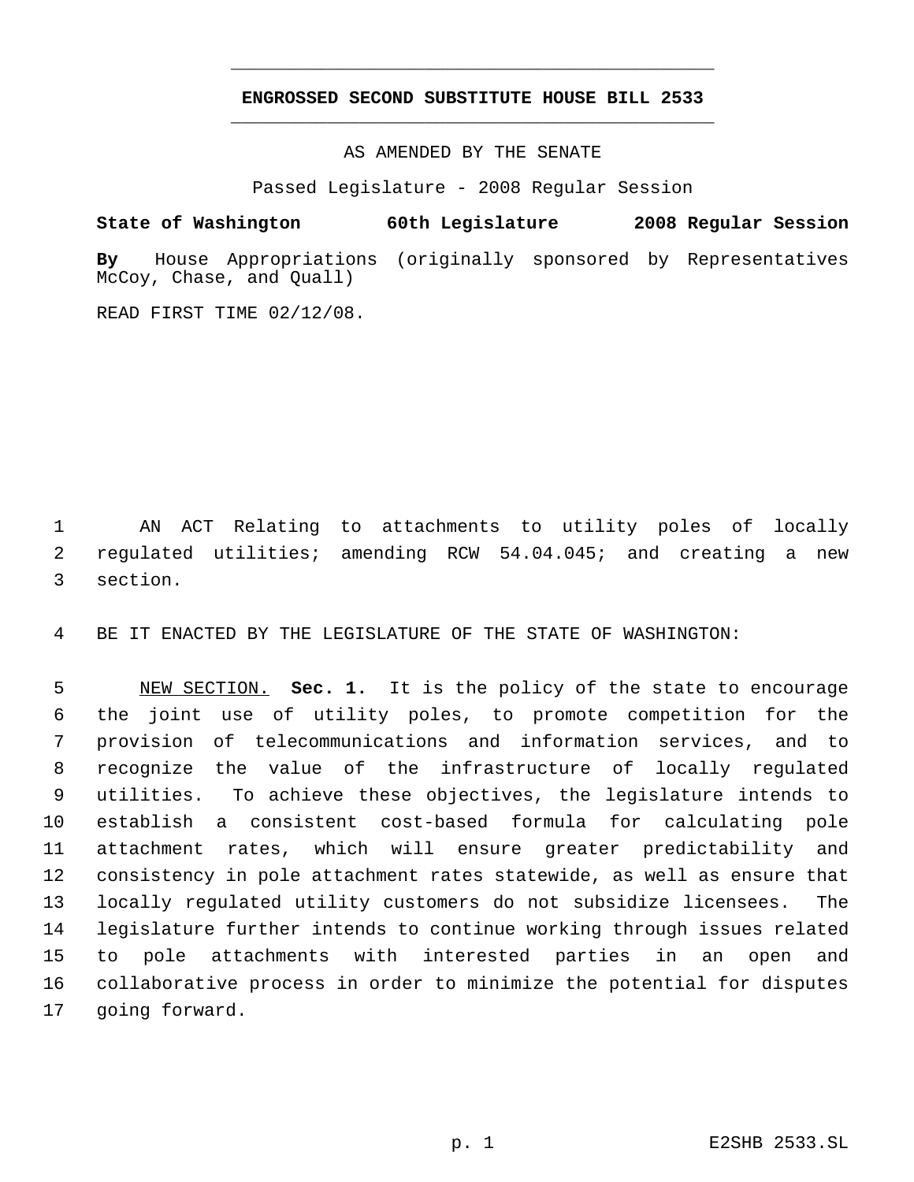**ENGROSSED SECOND SUBSTITUTE HOUSE BILL 2533**

AS AMENDED BY THE SENATE

Passed Legislature - 2008 Regular Session

**State of Washington 60th Legislature 2008 Regular Session**

**By** House Appropriations (originally sponsored by Representatives McCoy, Chase, and Quall)

READ FIRST TIME 02/12/08.

1 AN ACT Relating to attachments to utility poles of locally
2 regulated utilities; amending RCW 54.04.045; and creating a new
3 section.

4 BE IT ENACTED BY THE LEGISLATURE OF THE STATE OF WASHINGTON:

5 NEW SECTION. **Sec. 1.** It is the policy of the state to encourage
6 the joint use of utility poles, to promote competition for the
7 provision of telecommunications and information services, and to
8 recognize the value of the infrastructure of locally regulated
9 utilities. To achieve these objectives, the legislature intends to
10 establish a consistent cost-based formula for calculating pole
11 attachment rates, which will ensure greater predictability and
12 consistency in pole attachment rates statewide, as well as ensure that
13 locally regulated utility customers do not subsidize licensees. The
14 legislature further intends to continue working through issues related
15 to pole attachments with interested parties in an open and
16 collaborative process in order to minimize the potential for disputes
17 going forward.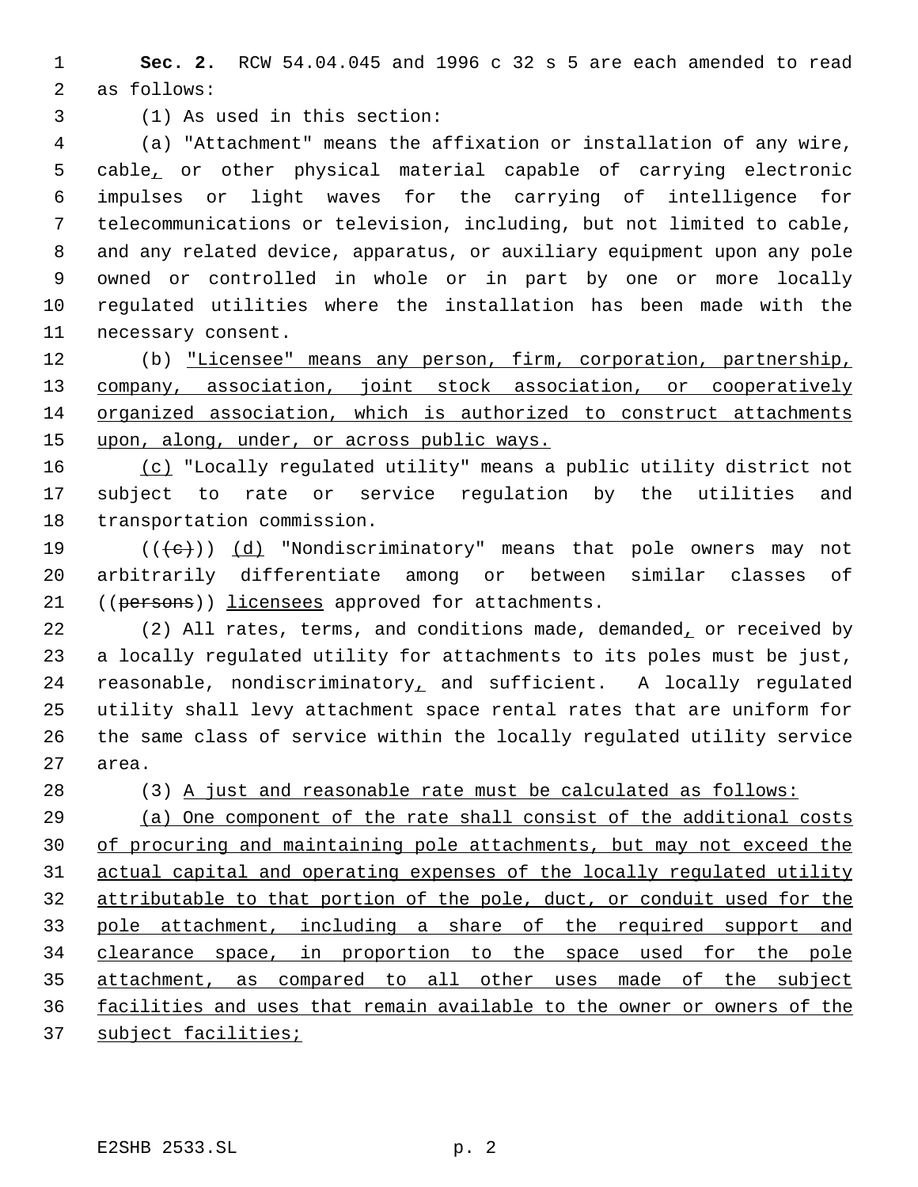**Sec. 2.** RCW 54.04.045 and 1996 c 32 s 5 are each amended to read as follows:

(1) As used in this section:

(a) "Attachment" means the affixation or installation of any wire, cable, or other physical material capable of carrying electronic impulses or light waves for the carrying of intelligence for telecommunications or television, including, but not limited to cable, and any related device, apparatus, or auxiliary equipment upon any pole owned or controlled in whole or in part by one or more locally regulated utilities where the installation has been made with the necessary consent.

(b) "Licensee" means any person, firm, corporation, partnership, company, association, joint stock association, or cooperatively organized association, which is authorized to construct attachments upon, along, under, or across public ways.

(c) "Locally regulated utility" means a public utility district not subject to rate or service regulation by the utilities and transportation commission.

(((c))) (d) "Nondiscriminatory" means that pole owners may not arbitrarily differentiate among or between similar classes of ((persons)) licensees approved for attachments.

(2) All rates, terms, and conditions made, demanded, or received by a locally regulated utility for attachments to its poles must be just, reasonable, nondiscriminatory, and sufficient. A locally regulated utility shall levy attachment space rental rates that are uniform for the same class of service within the locally regulated utility service area.

(3) A just and reasonable rate must be calculated as follows:

(a) One component of the rate shall consist of the additional costs of procuring and maintaining pole attachments, but may not exceed the actual capital and operating expenses of the locally regulated utility attributable to that portion of the pole, duct, or conduit used for the pole attachment, including a share of the required support and clearance space, in proportion to the space used for the pole attachment, as compared to all other uses made of the subject facilities and uses that remain available to the owner or owners of the subject facilities;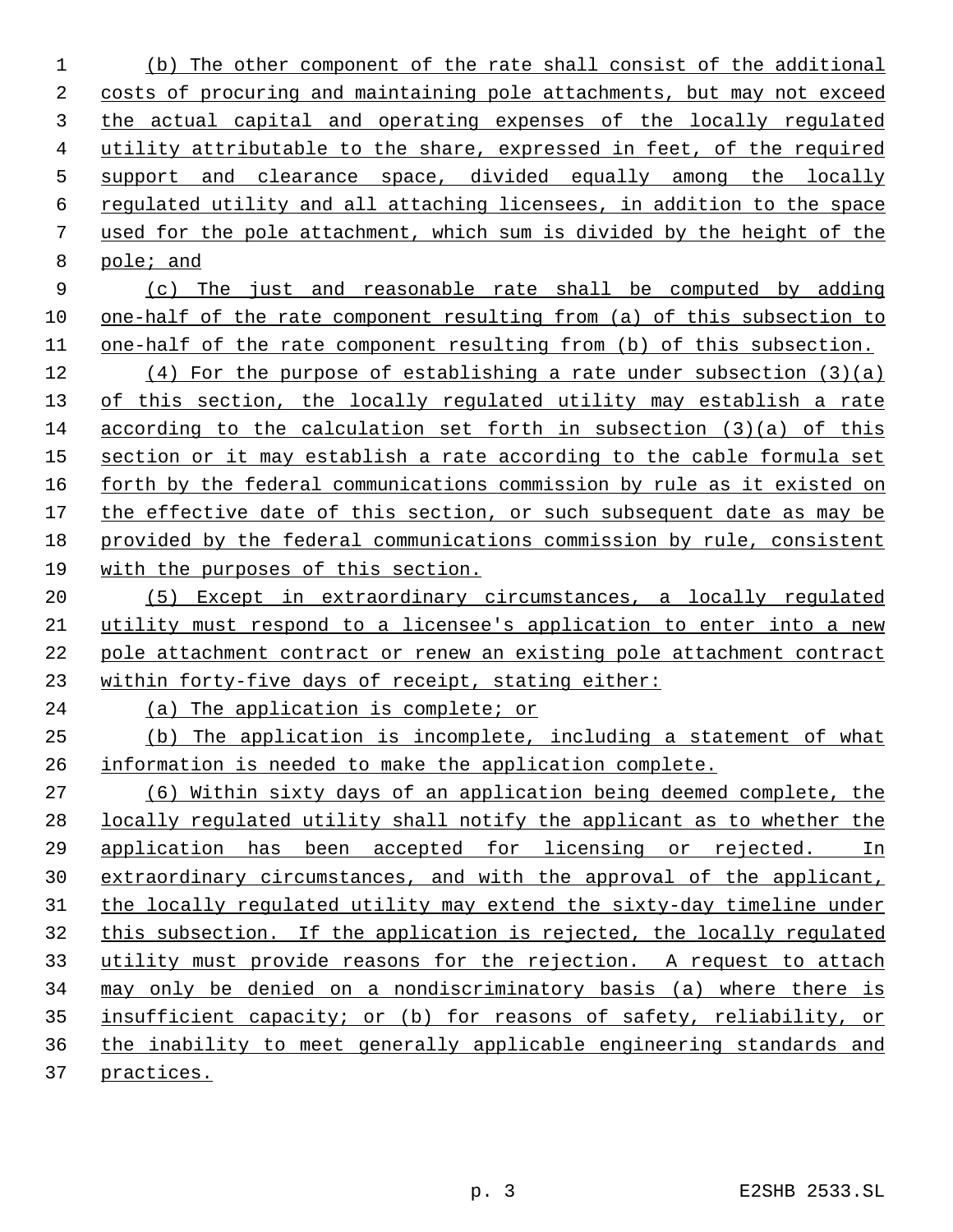(b) The other component of the rate shall consist of the additional costs of procuring and maintaining pole attachments, but may not exceed the actual capital and operating expenses of the locally regulated utility attributable to the share, expressed in feet, of the required support and clearance space, divided equally among the locally regulated utility and all attaching licensees, in addition to the space used for the pole attachment, which sum is divided by the height of the pole; and

(c) The just and reasonable rate shall be computed by adding one-half of the rate component resulting from (a) of this subsection to one-half of the rate component resulting from (b) of this subsection.

(4) For the purpose of establishing a rate under subsection (3)(a) of this section, the locally regulated utility may establish a rate according to the calculation set forth in subsection (3)(a) of this section or it may establish a rate according to the cable formula set forth by the federal communications commission by rule as it existed on the effective date of this section, or such subsequent date as may be provided by the federal communications commission by rule, consistent with the purposes of this section.

(5) Except in extraordinary circumstances, a locally regulated utility must respond to a licensee's application to enter into a new pole attachment contract or renew an existing pole attachment contract within forty-five days of receipt, stating either:

(a) The application is complete; or

(b) The application is incomplete, including a statement of what information is needed to make the application complete.

(6) Within sixty days of an application being deemed complete, the locally regulated utility shall notify the applicant as to whether the application has been accepted for licensing or rejected. In extraordinary circumstances, and with the approval of the applicant, the locally regulated utility may extend the sixty-day timeline under this subsection. If the application is rejected, the locally regulated utility must provide reasons for the rejection. A request to attach may only be denied on a nondiscriminatory basis (a) where there is insufficient capacity; or (b) for reasons of safety, reliability, or the inability to meet generally applicable engineering standards and practices.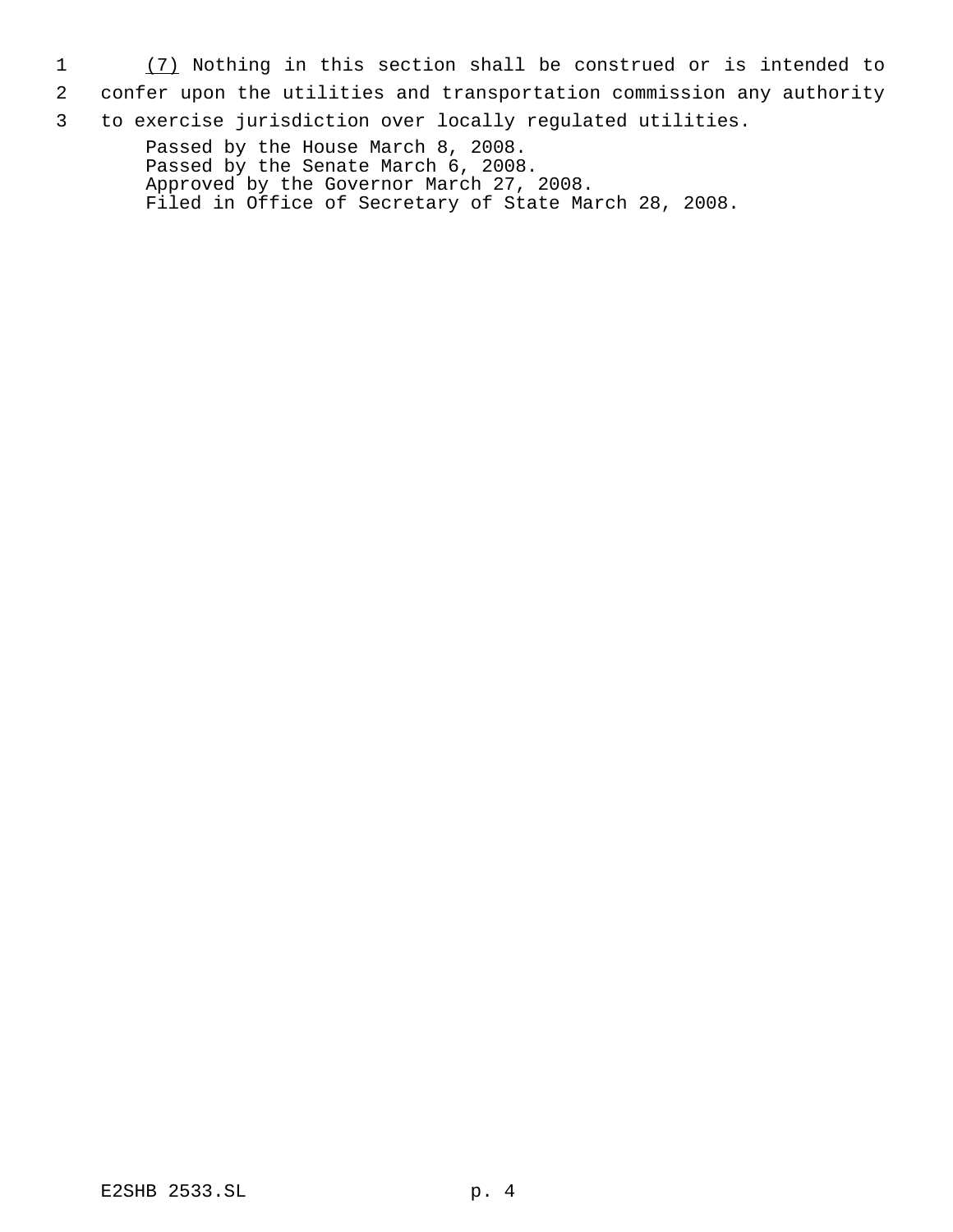(7) Nothing in this section shall be construed or is intended to confer upon the utilities and transportation commission any authority to exercise jurisdiction over locally regulated utilities.

Passed by the House March 8, 2008.
Passed by the Senate March 6, 2008.
Approved by the Governor March 27, 2008.
Filed in Office of Secretary of State March 28, 2008.